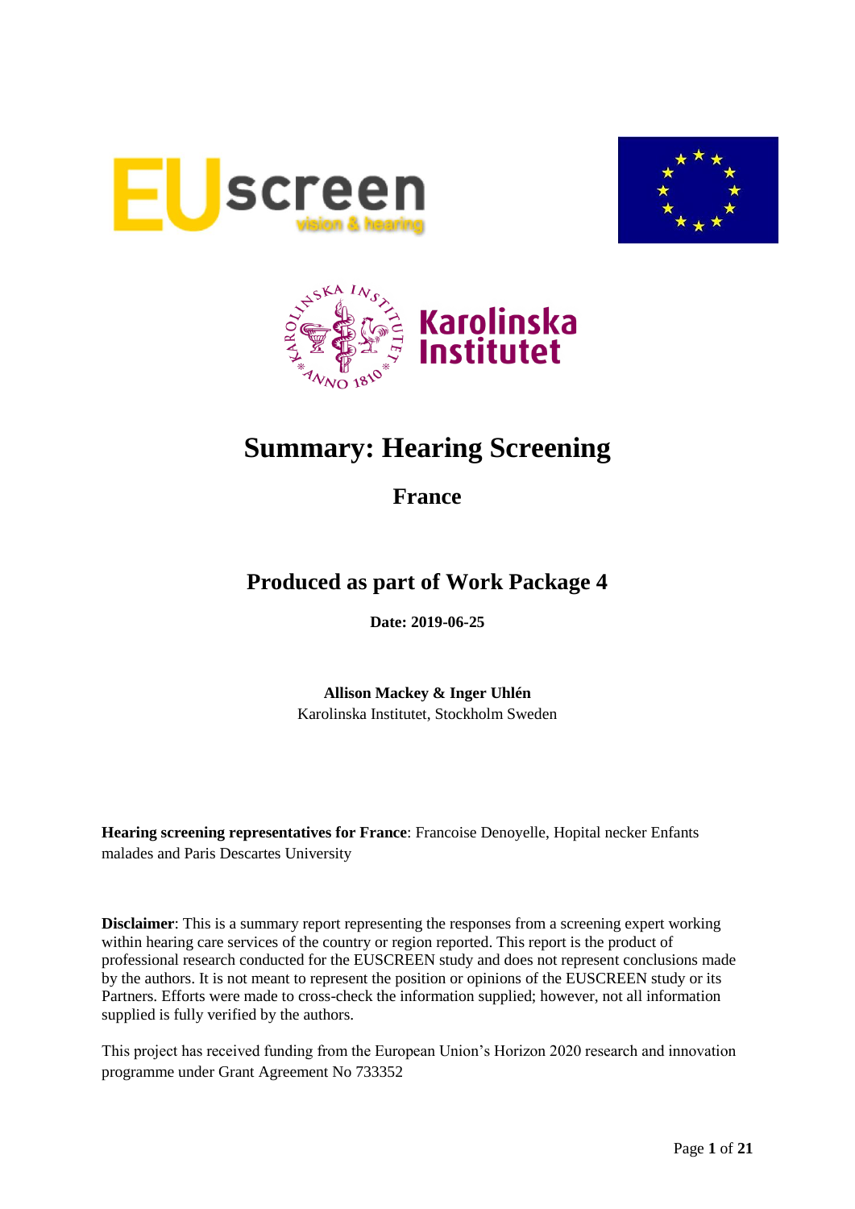# Summary: Hearing Screening

## France

## Produced as part of Work Package 4

**Date: 2019-06-25**

**Allison Mackey & Inger Uhlén**
Karolinska Institutet, Stockholm Sweden

**Hearing screening representatives for France**: Francoise Denoyelle, Hopital necker Enfants malades and Paris Descartes University

**Disclaimer**: This is a summary report representing the responses from a screening expert working within hearing care services of the country or region reported. This report is the product of professional research conducted for the EUSCREEN study and does not represent conclusions made by the authors. It is not meant to represent the position or opinions of the EUSCREEN study or its Partners. Efforts were made to cross-check the information supplied; however, not all information supplied is fully verified by the authors.

This project has received funding from the European Union's Horizon 2020 research and innovation programme under Grant Agreement No 733352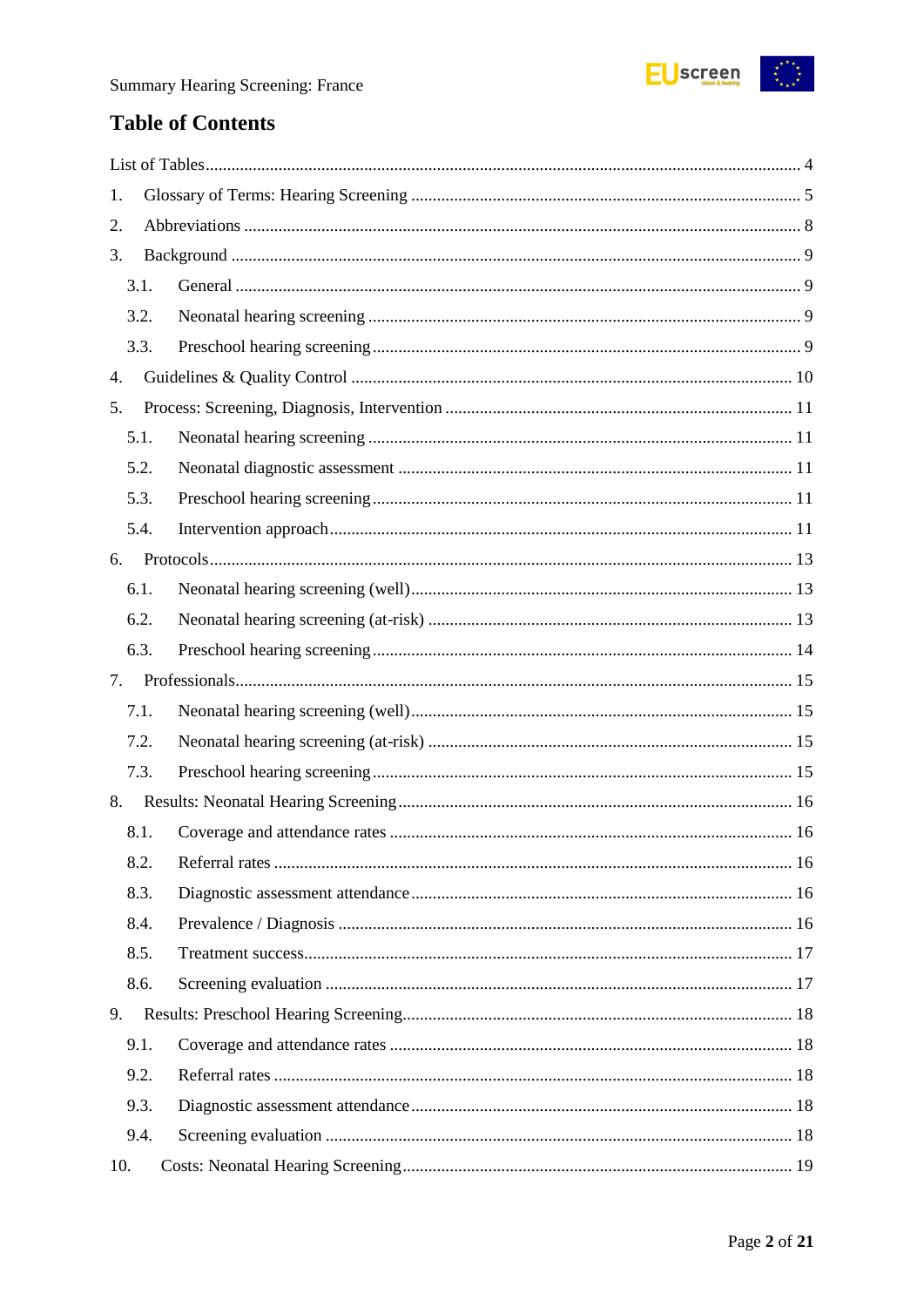## Table of Contents

List of Tables ... 4

1. Glossary of Terms: Hearing Screening ... 5
2. Abbreviations ... 8
3. Background ... 9
   - 3.1. General ... 9
   - 3.2. Neonatal hearing screening ... 9
   - 3.3. Preschool hearing screening ... 9
4. Guidelines & Quality Control ... 10
5. Process: Screening, Diagnosis, Intervention ... 11
   - 5.1. Neonatal hearing screening ... 11
   - 5.2. Neonatal diagnostic assessment ... 11
   - 5.3. Preschool hearing screening ... 11
   - 5.4. Intervention approach ... 11
6. Protocols ... 13
   - 6.1. Neonatal hearing screening (well) ... 13
   - 6.2. Neonatal hearing screening (at-risk) ... 13
   - 6.3. Preschool hearing screening ... 14
7. Professionals ... 15
   - 7.1. Neonatal hearing screening (well) ... 15
   - 7.2. Neonatal hearing screening (at-risk) ... 15
   - 7.3. Preschool hearing screening ... 15
8. Results: Neonatal Hearing Screening ... 16
   - 8.1. Coverage and attendance rates ... 16
   - 8.2. Referral rates ... 16
   - 8.3. Diagnostic assessment attendance ... 16
   - 8.4. Prevalence / Diagnosis ... 16
   - 8.5. Treatment success ... 17
   - 8.6. Screening evaluation ... 17
9. Results: Preschool Hearing Screening ... 18
   - 9.1. Coverage and attendance rates ... 18
   - 9.2. Referral rates ... 18
   - 9.3. Diagnostic assessment attendance ... 18
   - 9.4. Screening evaluation ... 18
10. Costs: Neonatal Hearing Screening ... 19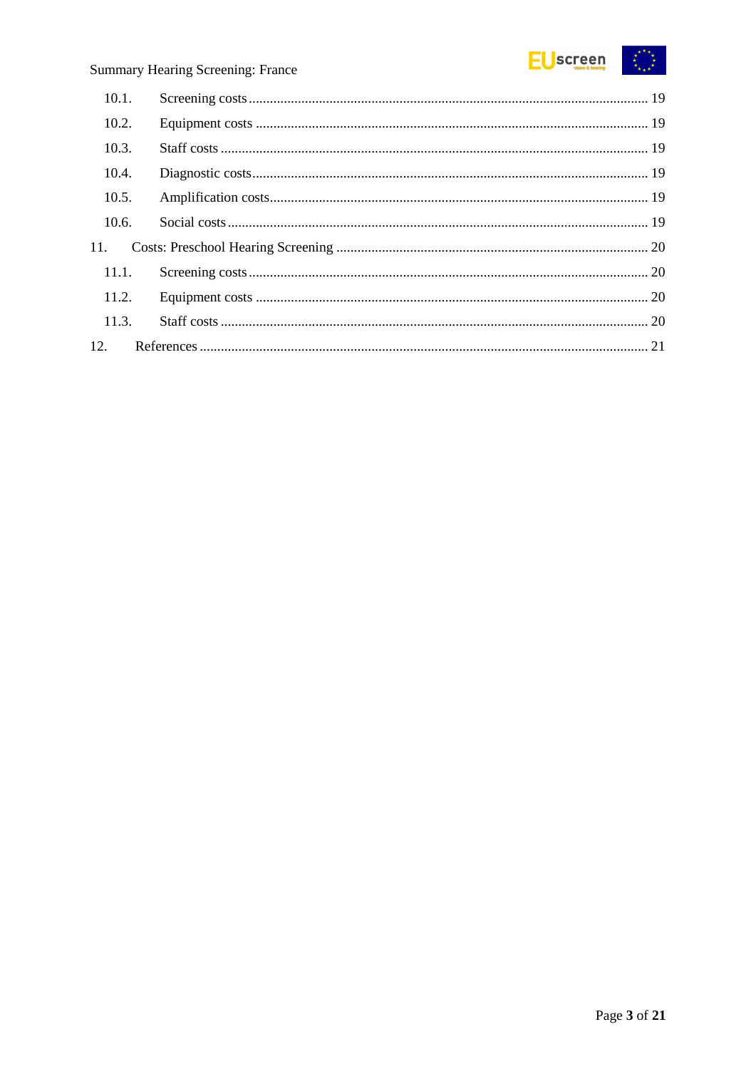10.1. Screening costs ........................................................................................................ 19

10.2. Equipment costs ...................................................................................................... 19

10.3. Staff costs ................................................................................................................ 19

10.4. Diagnostic costs ....................................................................................................... 19

10.5. Amplification costs .................................................................................................. 19

10.6. Social costs .............................................................................................................. 19

11. Costs: Preschool Hearing Screening ........................................................................... 20

11.1. Screening costs ........................................................................................................ 20

11.2. Equipment costs ...................................................................................................... 20

11.3. Staff costs ................................................................................................................ 20

12. References .................................................................................................................. 21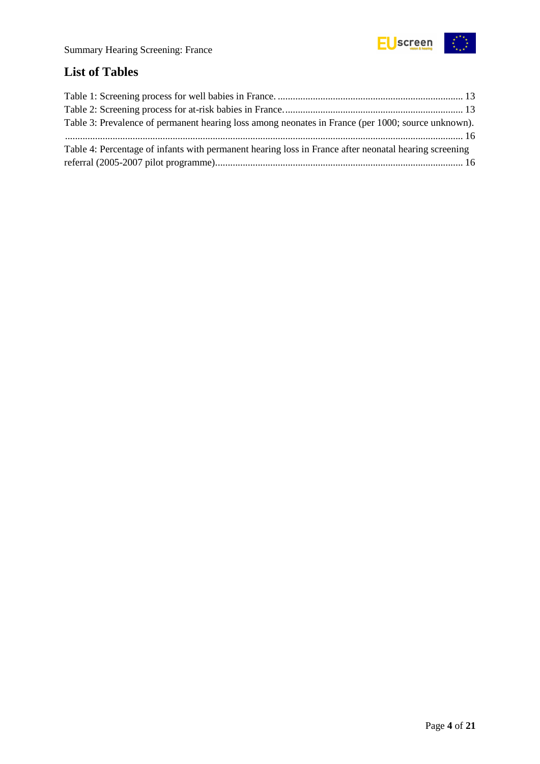## List of Tables

Table 1: Screening process for well babies in France. .......................................................................... 13

Table 2: Screening process for at-risk babies in France. ...................................................................... 13

Table 3: Prevalence of permanent hearing loss among neonates in France (per 1000; source unknown). ........................................................................................................................................................ 16

Table 4: Percentage of infants with permanent hearing loss in France after neonatal hearing screening referral (2005-2007 pilot programme)................................................................................................. 16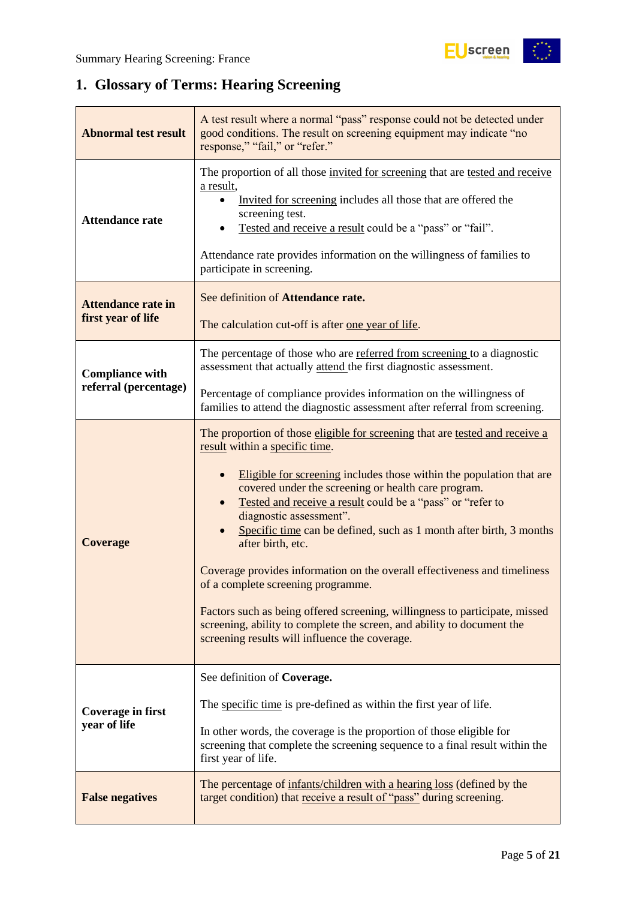## 1. Glossary of Terms: Hearing Screening

| | |
|---|---|
| **Abnormal test result** | A test result where a normal "pass" response could not be detected under good conditions. The result on screening equipment may indicate "no response," "fail," or "refer." |
| **Attendance rate** | The proportion of all those invited for screening that are tested and receive a result,<br>• Invited for screening includes all those that are offered the screening test.<br>• Tested and receive a result could be a "pass" or "fail".<br><br>Attendance rate provides information on the willingness of families to participate in screening. |
| **Attendance rate in first year of life** | See definition of **Attendance rate.**<br><br>The calculation cut-off is after one year of life. |
| **Compliance with referral (percentage)** | The percentage of those who are referred from screening to a diagnostic assessment that actually attend the first diagnostic assessment.<br><br>Percentage of compliance provides information on the willingness of families to attend the diagnostic assessment after referral from screening. |
| **Coverage** | The proportion of those eligible for screening that are tested and receive a result within a specific time.<br><br>• Eligible for screening includes those within the population that are covered under the screening or health care program.<br>• Tested and receive a result could be a "pass" or "refer to diagnostic assessment".<br>• Specific time can be defined, such as 1 month after birth, 3 months after birth, etc.<br><br>Coverage provides information on the overall effectiveness and timeliness of a complete screening programme.<br><br>Factors such as being offered screening, willingness to participate, missed screening, ability to complete the screen, and ability to document the screening results will influence the coverage. |
| **Coverage in first year of life** | See definition of **Coverage.**<br><br>The specific time is pre-defined as within the first year of life.<br><br>In other words, the coverage is the proportion of those eligible for screening that complete the screening sequence to a final result within the first year of life. |
| **False negatives** | The percentage of infants/children with a hearing loss (defined by the target condition) that receive a result of "pass" during screening. |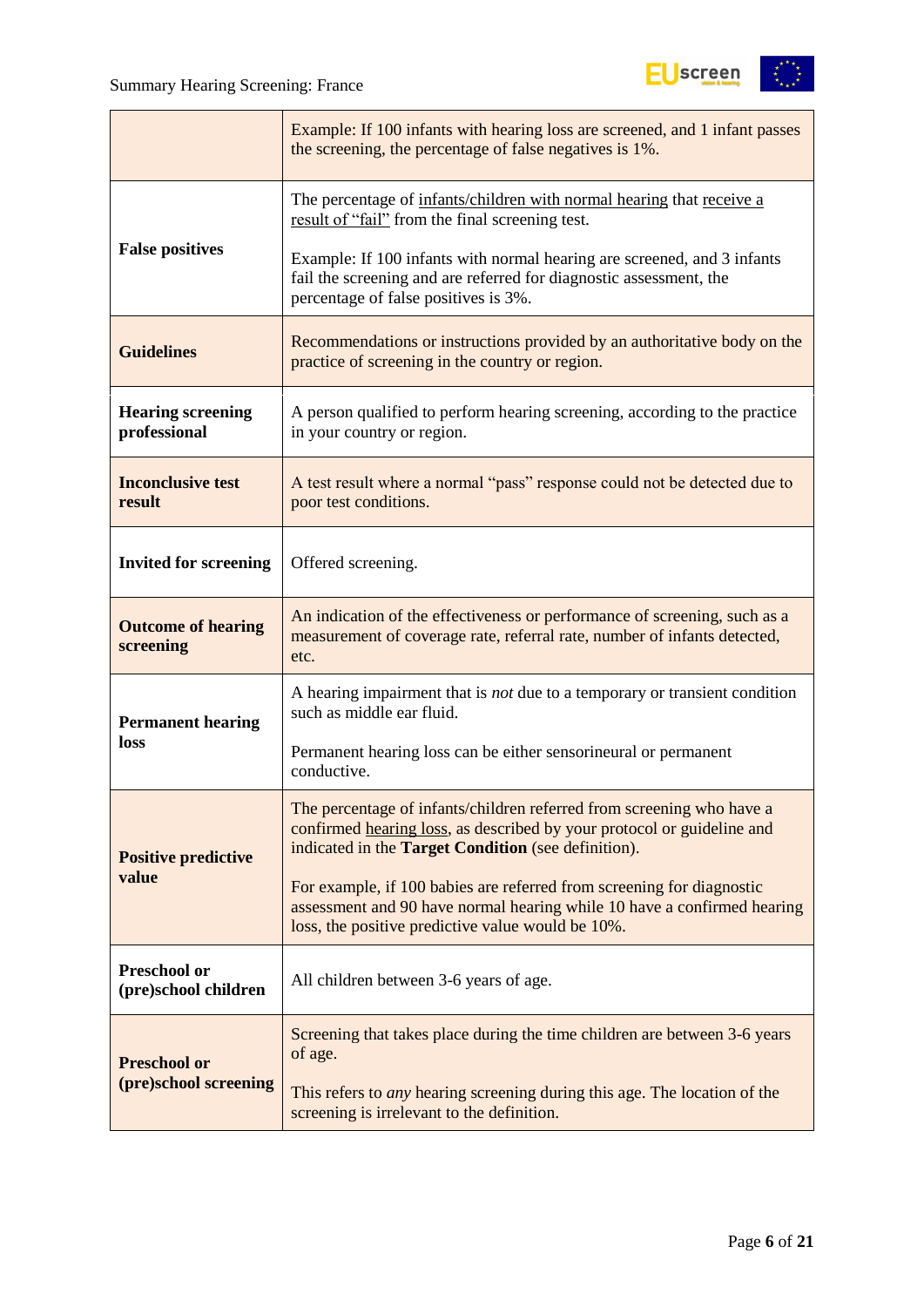| | |
|---|---|
| | Example: If 100 infants with hearing loss are screened, and 1 infant passes the screening, the percentage of false negatives is 1%. |
| **False positives** | The percentage of infants/children with normal hearing that receive a result of "fail" from the final screening test.<br><br>Example: If 100 infants with normal hearing are screened, and 3 infants fail the screening and are referred for diagnostic assessment, the percentage of false positives is 3%. |
| **Guidelines** | Recommendations or instructions provided by an authoritative body on the practice of screening in the country or region. |
| **Hearing screening professional** | A person qualified to perform hearing screening, according to the practice in your country or region. |
| **Inconclusive test result** | A test result where a normal "pass" response could not be detected due to poor test conditions. |
| **Invited for screening** | Offered screening. |
| **Outcome of hearing screening** | An indication of the effectiveness or performance of screening, such as a measurement of coverage rate, referral rate, number of infants detected, etc. |
| **Permanent hearing loss** | A hearing impairment that is *not* due to a temporary or transient condition such as middle ear fluid.<br><br>Permanent hearing loss can be either sensorineural or permanent conductive. |
| **Positive predictive value** | The percentage of infants/children referred from screening who have a confirmed hearing loss, as described by your protocol or guideline and indicated in the **Target Condition** (see definition).<br><br>For example, if 100 babies are referred from screening for diagnostic assessment and 90 have normal hearing while 10 have a confirmed hearing loss, the positive predictive value would be 10%. |
| **Preschool or (pre)school children** | All children between 3-6 years of age. |
| **Preschool or (pre)school screening** | Screening that takes place during the time children are between 3-6 years of age.<br><br>This refers to *any* hearing screening during this age. The location of the screening is irrelevant to the definition. |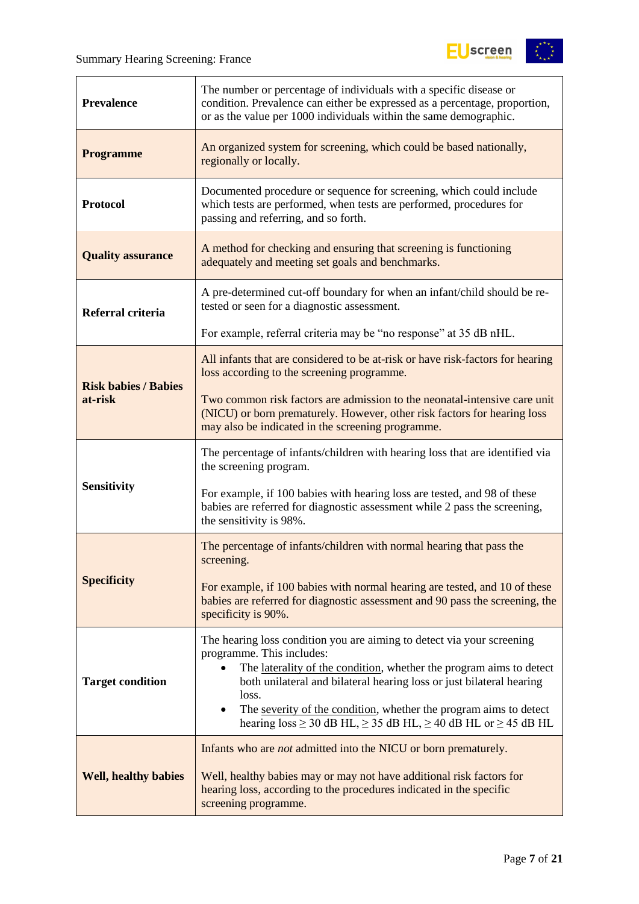| | |
|---|---|
| **Prevalence** | The number or percentage of individuals with a specific disease or condition. Prevalence can either be expressed as a percentage, proportion, or as the value per 1000 individuals within the same demographic. |
| **Programme** | An organized system for screening, which could be based nationally, regionally or locally. |
| **Protocol** | Documented procedure or sequence for screening, which could include which tests are performed, when tests are performed, procedures for passing and referring, and so forth. |
| **Quality assurance** | A method for checking and ensuring that screening is functioning adequately and meeting set goals and benchmarks. |
| **Referral criteria** | A pre-determined cut-off boundary for when an infant/child should be re-tested or seen for a diagnostic assessment.<br><br>For example, referral criteria may be "no response" at 35 dB nHL. |
| **Risk babies / Babies at-risk** | All infants that are considered to be at-risk or have risk-factors for hearing loss according to the screening programme.<br><br>Two common risk factors are admission to the neonatal-intensive care unit (NICU) or born prematurely. However, other risk factors for hearing loss may also be indicated in the screening programme. |
| **Sensitivity** | The percentage of infants/children with hearing loss that are identified via the screening program.<br><br>For example, if 100 babies with hearing loss are tested, and 98 of these babies are referred for diagnostic assessment while 2 pass the screening, the sensitivity is 98%. |
| **Specificity** | The percentage of infants/children with normal hearing that pass the screening.<br><br>For example, if 100 babies with normal hearing are tested, and 10 of these babies are referred for diagnostic assessment and 90 pass the screening, the specificity is 90%. |
| **Target condition** | The hearing loss condition you are aiming to detect via your screening programme. This includes:<br>• The laterality of the condition, whether the program aims to detect both unilateral and bilateral hearing loss or just bilateral hearing loss.<br>• The severity of the condition, whether the program aims to detect hearing loss ≥ 30 dB HL, ≥ 35 dB HL, ≥ 40 dB HL or ≥ 45 dB HL |
| **Well, healthy babies** | Infants who are *not* admitted into the NICU or born prematurely.<br><br>Well, healthy babies may or may not have additional risk factors for hearing loss, according to the procedures indicated in the specific screening programme. |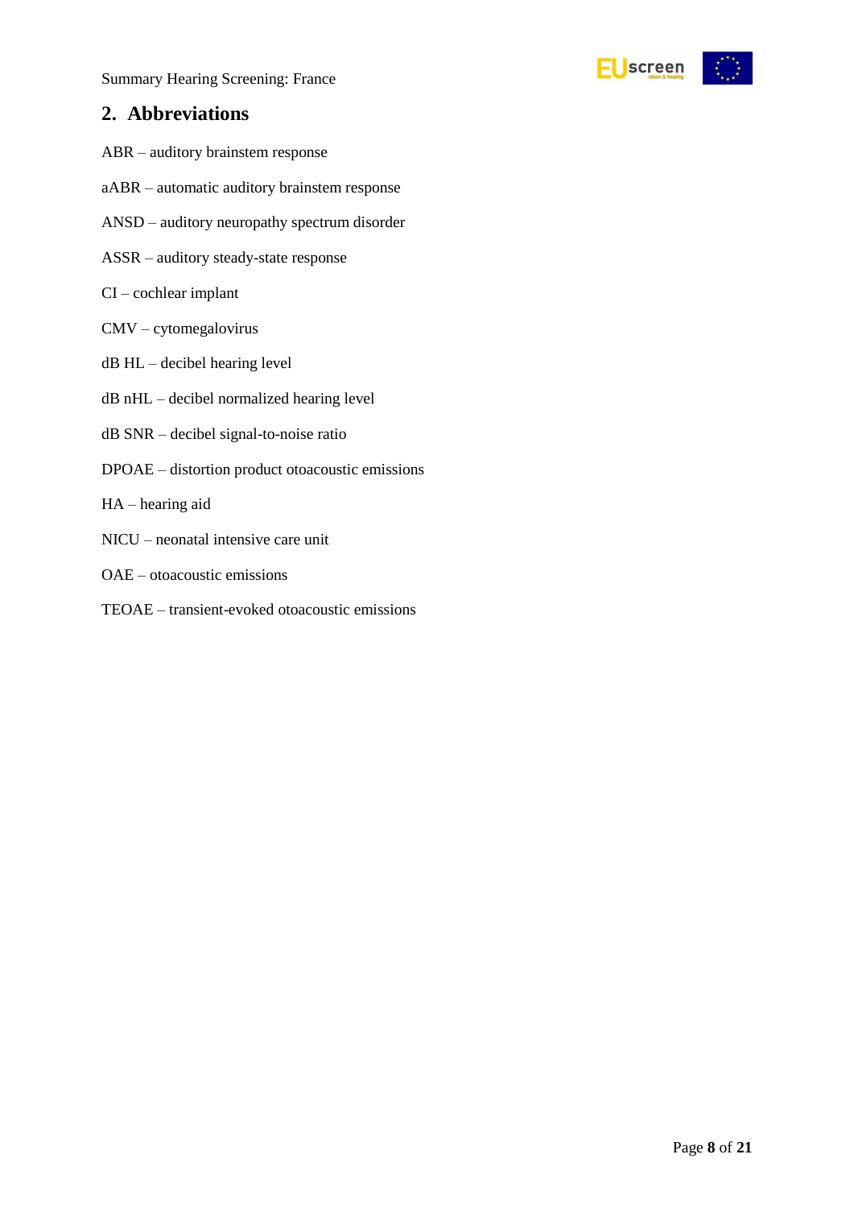## 2. Abbreviations

ABR – auditory brainstem response

aABR – automatic auditory brainstem response

ANSD – auditory neuropathy spectrum disorder

ASSR – auditory steady-state response

CI – cochlear implant

CMV – cytomegalovirus

dB HL – decibel hearing level

dB nHL – decibel normalized hearing level

dB SNR – decibel signal-to-noise ratio

DPOAE – distortion product otoacoustic emissions

HA – hearing aid

NICU – neonatal intensive care unit

OAE – otoacoustic emissions

TEOAE – transient-evoked otoacoustic emissions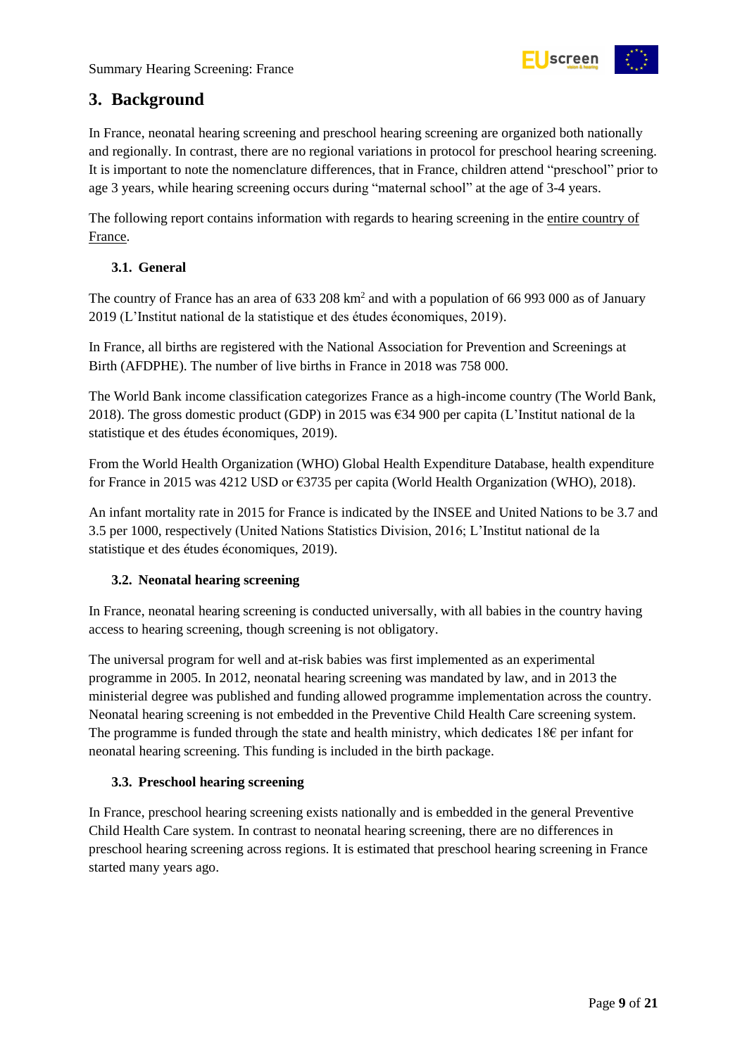# 3. Background

In France, neonatal hearing screening and preschool hearing screening are organized both nationally and regionally. In contrast, there are no regional variations in protocol for preschool hearing screening. It is important to note the nomenclature differences, that in France, children attend "preschool" prior to age 3 years, while hearing screening occurs during "maternal school" at the age of 3-4 years.

The following report contains information with regards to hearing screening in the entire country of France.

## 3.1. General

The country of France has an area of 633 208 km$^2$ and with a population of 66 993 000 as of January 2019 (L'Institut national de la statistique et des études économiques, 2019).

In France, all births are registered with the National Association for Prevention and Screenings at Birth (AFDPHE). The number of live births in France in 2018 was 758 000.

The World Bank income classification categorizes France as a high-income country (The World Bank, 2018). The gross domestic product (GDP) in 2015 was €34 900 per capita (L'Institut national de la statistique et des études économiques, 2019).

From the World Health Organization (WHO) Global Health Expenditure Database, health expenditure for France in 2015 was 4212 USD or €3735 per capita (World Health Organization (WHO), 2018).

An infant mortality rate in 2015 for France is indicated by the INSEE and United Nations to be 3.7 and 3.5 per 1000, respectively (United Nations Statistics Division, 2016; L'Institut national de la statistique et des études économiques, 2019).

## 3.2. Neonatal hearing screening

In France, neonatal hearing screening is conducted universally, with all babies in the country having access to hearing screening, though screening is not obligatory.

The universal program for well and at-risk babies was first implemented as an experimental programme in 2005. In 2012, neonatal hearing screening was mandated by law, and in 2013 the ministerial degree was published and funding allowed programme implementation across the country. Neonatal hearing screening is not embedded in the Preventive Child Health Care screening system. The programme is funded through the state and health ministry, which dedicates 18€ per infant for neonatal hearing screening. This funding is included in the birth package.

## 3.3. Preschool hearing screening

In France, preschool hearing screening exists nationally and is embedded in the general Preventive Child Health Care system. In contrast to neonatal hearing screening, there are no differences in preschool hearing screening across regions. It is estimated that preschool hearing screening in France started many years ago.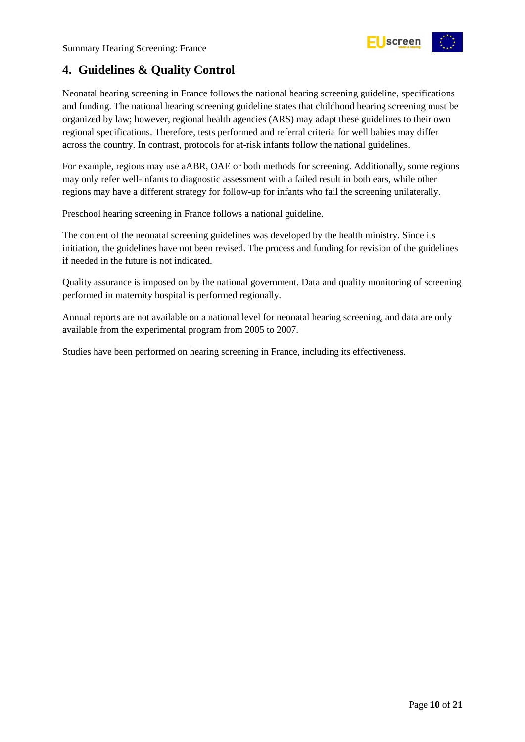## 4. Guidelines & Quality Control

Neonatal hearing screening in France follows the national hearing screening guideline, specifications and funding. The national hearing screening guideline states that childhood hearing screening must be organized by law; however, regional health agencies (ARS) may adapt these guidelines to their own regional specifications. Therefore, tests performed and referral criteria for well babies may differ across the country. In contrast, protocols for at-risk infants follow the national guidelines.

For example, regions may use aABR, OAE or both methods for screening. Additionally, some regions may only refer well-infants to diagnostic assessment with a failed result in both ears, while other regions may have a different strategy for follow-up for infants who fail the screening unilaterally.

Preschool hearing screening in France follows a national guideline.

The content of the neonatal screening guidelines was developed by the health ministry. Since its initiation, the guidelines have not been revised. The process and funding for revision of the guidelines if needed in the future is not indicated.

Quality assurance is imposed on by the national government. Data and quality monitoring of screening performed in maternity hospital is performed regionally.

Annual reports are not available on a national level for neonatal hearing screening, and data are only available from the experimental program from 2005 to 2007.

Studies have been performed on hearing screening in France, including its effectiveness.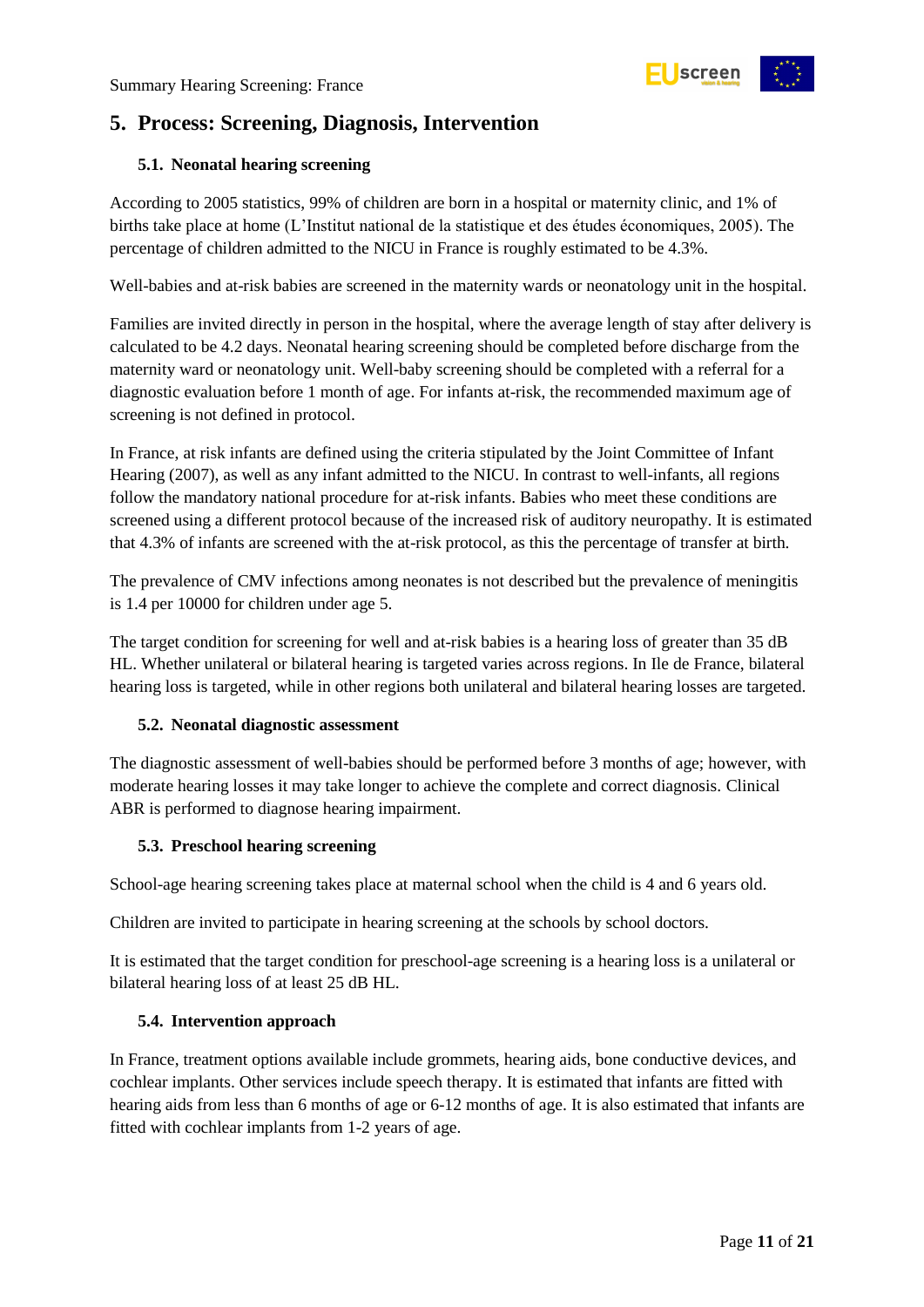## 5. Process: Screening, Diagnosis, Intervention

### 5.1. Neonatal hearing screening

According to 2005 statistics, 99% of children are born in a hospital or maternity clinic, and 1% of births take place at home (L'Institut national de la statistique et des études économiques, 2005). The percentage of children admitted to the NICU in France is roughly estimated to be 4.3%.

Well-babies and at-risk babies are screened in the maternity wards or neonatology unit in the hospital.

Families are invited directly in person in the hospital, where the average length of stay after delivery is calculated to be 4.2 days. Neonatal hearing screening should be completed before discharge from the maternity ward or neonatology unit. Well-baby screening should be completed with a referral for a diagnostic evaluation before 1 month of age. For infants at-risk, the recommended maximum age of screening is not defined in protocol.

In France, at risk infants are defined using the criteria stipulated by the Joint Committee of Infant Hearing (2007), as well as any infant admitted to the NICU. In contrast to well-infants, all regions follow the mandatory national procedure for at-risk infants. Babies who meet these conditions are screened using a different protocol because of the increased risk of auditory neuropathy. It is estimated that 4.3% of infants are screened with the at-risk protocol, as this the percentage of transfer at birth.

The prevalence of CMV infections among neonates is not described but the prevalence of meningitis is 1.4 per 10000 for children under age 5.

The target condition for screening for well and at-risk babies is a hearing loss of greater than 35 dB HL. Whether unilateral or bilateral hearing is targeted varies across regions. In Ile de France, bilateral hearing loss is targeted, while in other regions both unilateral and bilateral hearing losses are targeted.

### 5.2. Neonatal diagnostic assessment

The diagnostic assessment of well-babies should be performed before 3 months of age; however, with moderate hearing losses it may take longer to achieve the complete and correct diagnosis. Clinical ABR is performed to diagnose hearing impairment.

### 5.3. Preschool hearing screening

School-age hearing screening takes place at maternal school when the child is 4 and 6 years old.

Children are invited to participate in hearing screening at the schools by school doctors.

It is estimated that the target condition for preschool-age screening is a hearing loss is a unilateral or bilateral hearing loss of at least 25 dB HL.

### 5.4. Intervention approach

In France, treatment options available include grommets, hearing aids, bone conductive devices, and cochlear implants. Other services include speech therapy. It is estimated that infants are fitted with hearing aids from less than 6 months of age or 6-12 months of age. It is also estimated that infants are fitted with cochlear implants from 1-2 years of age.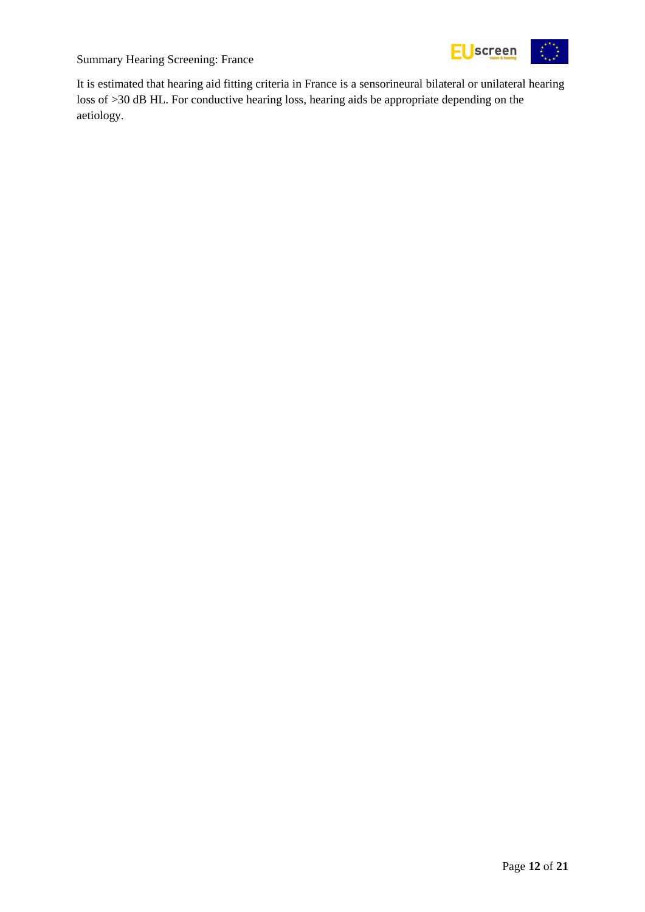It is estimated that hearing aid fitting criteria in France is a sensorineural bilateral or unilateral hearing loss of >30 dB HL. For conductive hearing loss, hearing aids be appropriate depending on the aetiology.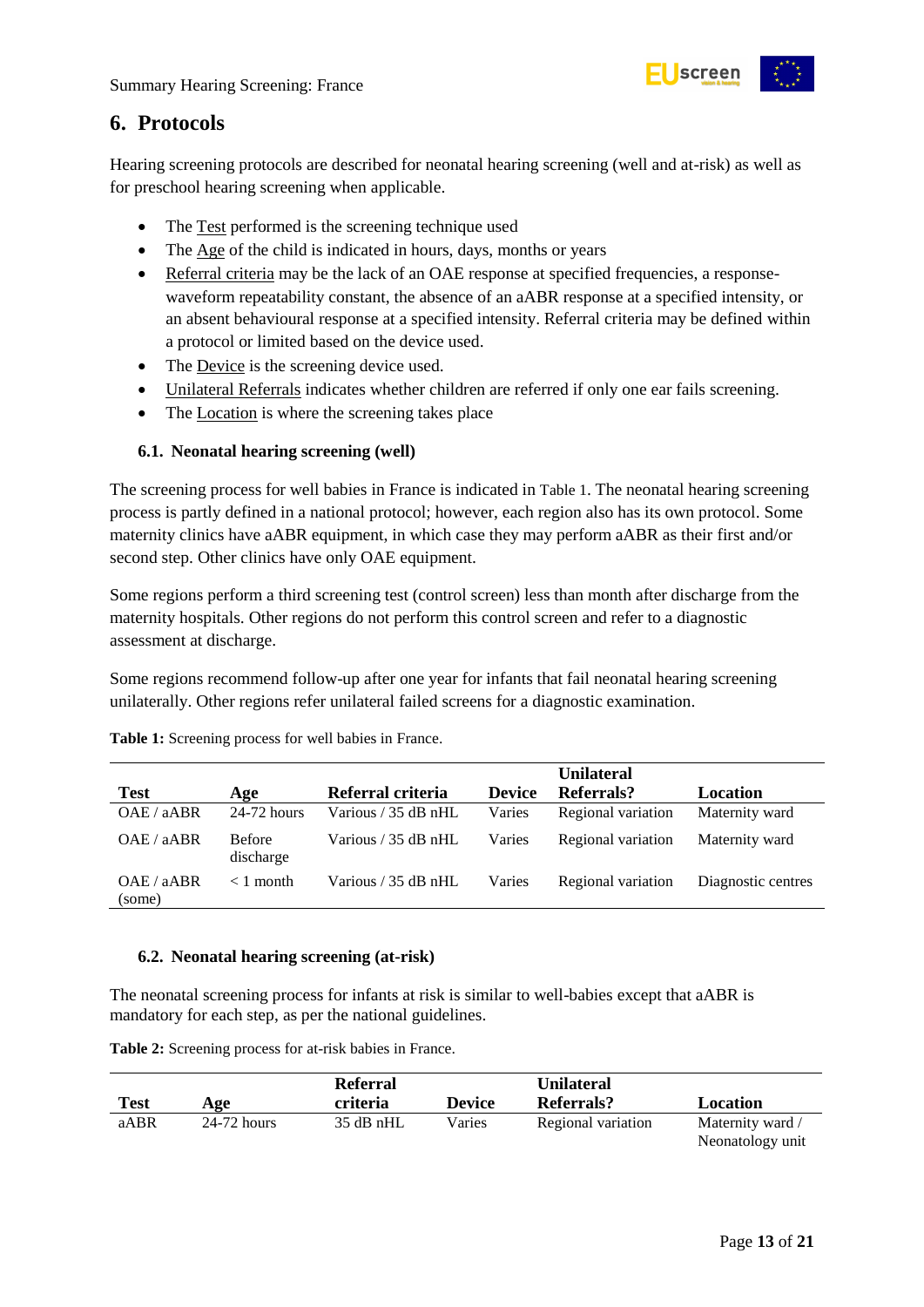## 6. Protocols

Hearing screening protocols are described for neonatal hearing screening (well and at-risk) as well as for preschool hearing screening when applicable.

- The Test performed is the screening technique used
- The Age of the child is indicated in hours, days, months or years
- Referral criteria may be the lack of an OAE response at specified frequencies, a response-waveform repeatability constant, the absence of an aABR response at a specified intensity, or an absent behavioural response at a specified intensity. Referral criteria may be defined within a protocol or limited based on the device used.
- The Device is the screening device used.
- Unilateral Referrals indicates whether children are referred if only one ear fails screening.
- The Location is where the screening takes place

### 6.1. Neonatal hearing screening (well)

The screening process for well babies in France is indicated in Table 1. The neonatal hearing screening process is partly defined in a national protocol; however, each region also has its own protocol. Some maternity clinics have aABR equipment, in which case they may perform aABR as their first and/or second step. Other clinics have only OAE equipment.

Some regions perform a third screening test (control screen) less than month after discharge from the maternity hospitals. Other regions do not perform this control screen and refer to a diagnostic assessment at discharge.

Some regions recommend follow-up after one year for infants that fail neonatal hearing screening unilaterally. Other regions refer unilateral failed screens for a diagnostic examination.

**Table 1:** Screening process for well babies in France.

| Test | Age | Referral criteria | Device | Unilateral Referrals? | Location |
|---|---|---|---|---|---|
| OAE / aABR | 24-72 hours | Various / 35 dB nHL | Varies | Regional variation | Maternity ward |
| OAE / aABR | Before discharge | Various / 35 dB nHL | Varies | Regional variation | Maternity ward |
| OAE / aABR (some) | < 1 month | Various / 35 dB nHL | Varies | Regional variation | Diagnostic centres |

### 6.2. Neonatal hearing screening (at-risk)

The neonatal screening process for infants at risk is similar to well-babies except that aABR is mandatory for each step, as per the national guidelines.

**Table 2:** Screening process for at-risk babies in France.

| Test | Age | Referral criteria | Device | Unilateral Referrals? | Location |
|---|---|---|---|---|---|
| aABR | 24-72 hours | 35 dB nHL | Varies | Regional variation | Maternity ward / Neonatology unit |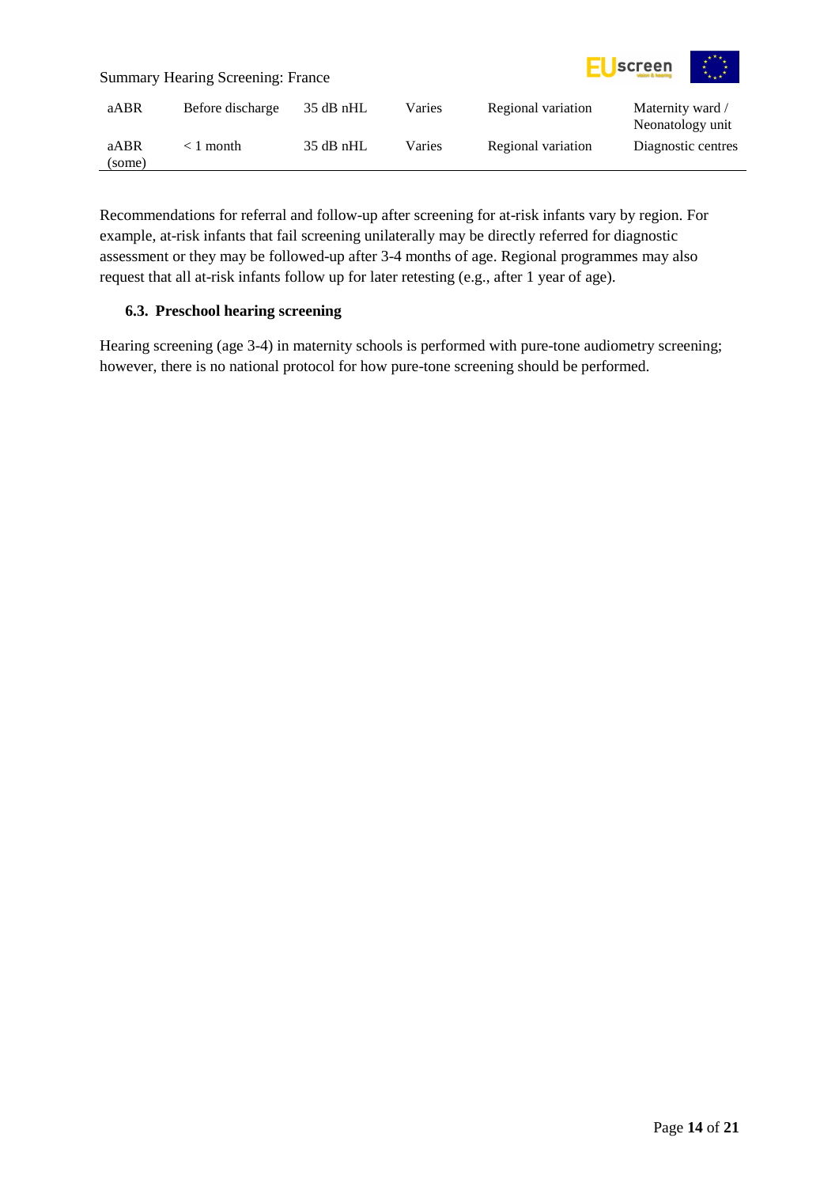| | | | | | |
|---|---|---|---|---|---|
| aABR | Before discharge | 35 dB nHL | Varies | Regional variation | Maternity ward / Neonatology unit |
| aABR (some) | < 1 month | 35 dB nHL | Varies | Regional variation | Diagnostic centres |

Recommendations for referral and follow-up after screening for at-risk infants vary by region. For example, at-risk infants that fail screening unilaterally may be directly referred for diagnostic assessment or they may be followed-up after 3-4 months of age. Regional programmes may also request that all at-risk infants follow up for later retesting (e.g., after 1 year of age).

### 6.3. Preschool hearing screening

Hearing screening (age 3-4) in maternity schools is performed with pure-tone audiometry screening; however, there is no national protocol for how pure-tone screening should be performed.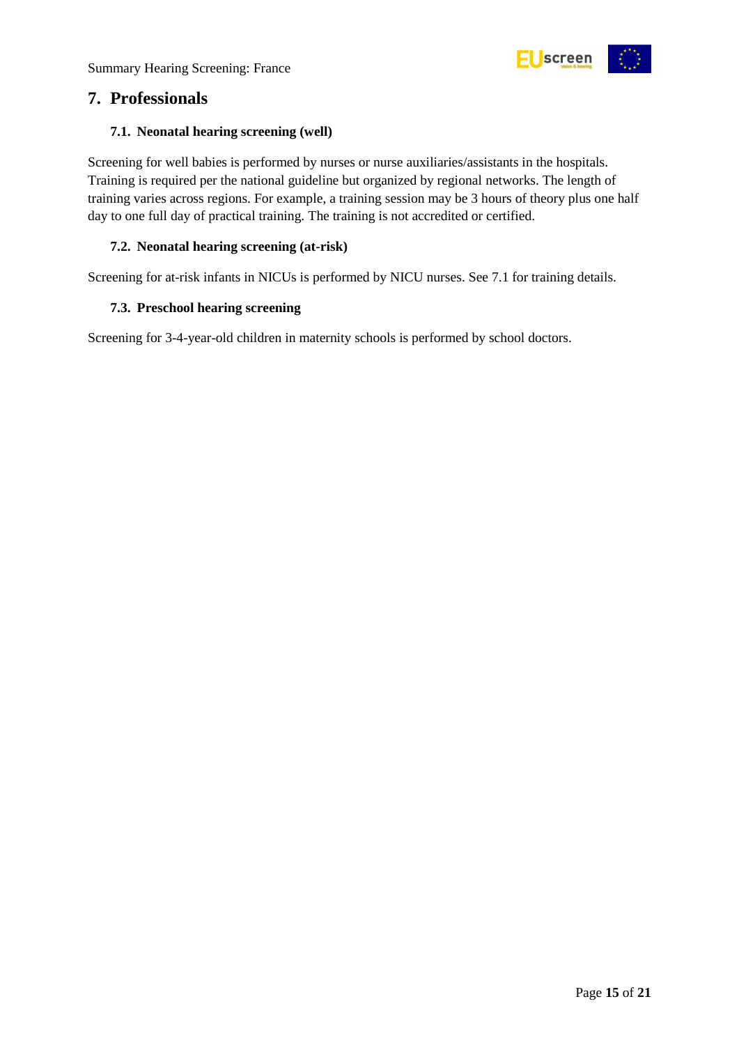## 7. Professionals

### 7.1. Neonatal hearing screening (well)

Screening for well babies is performed by nurses or nurse auxiliaries/assistants in the hospitals. Training is required per the national guideline but organized by regional networks. The length of training varies across regions. For example, a training session may be 3 hours of theory plus one half day to one full day of practical training. The training is not accredited or certified.

### 7.2. Neonatal hearing screening (at-risk)

Screening for at-risk infants in NICUs is performed by NICU nurses. See 7.1 for training details.

### 7.3. Preschool hearing screening

Screening for 3-4-year-old children in maternity schools is performed by school doctors.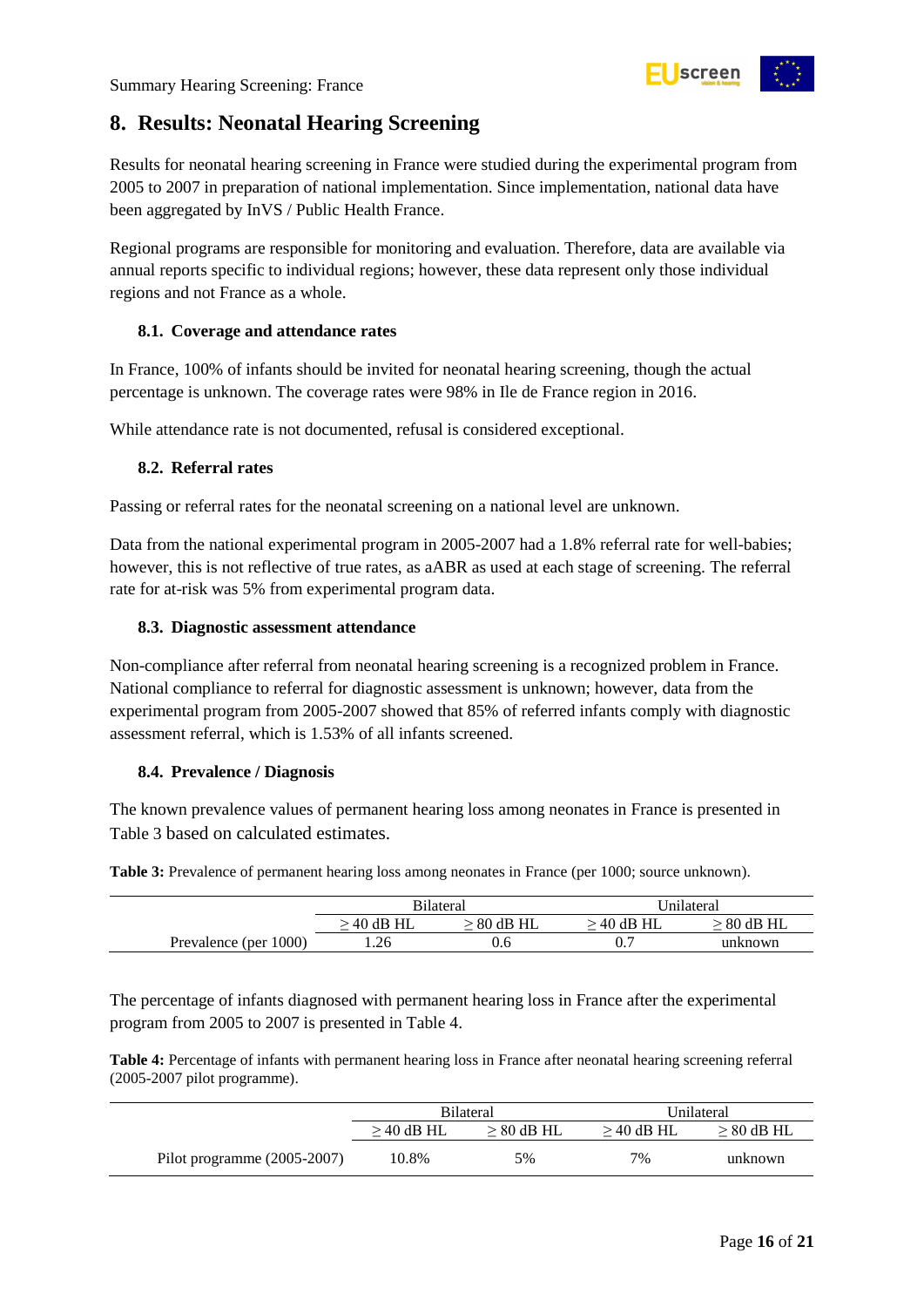# 8. Results: Neonatal Hearing Screening

Results for neonatal hearing screening in France were studied during the experimental program from 2005 to 2007 in preparation of national implementation. Since implementation, national data have been aggregated by InVS / Public Health France.

Regional programs are responsible for monitoring and evaluation. Therefore, data are available via annual reports specific to individual regions; however, these data represent only those individual regions and not France as a whole.

## 8.1. Coverage and attendance rates

In France, 100% of infants should be invited for neonatal hearing screening, though the actual percentage is unknown. The coverage rates were 98% in Ile de France region in 2016.

While attendance rate is not documented, refusal is considered exceptional.

## 8.2. Referral rates

Passing or referral rates for the neonatal screening on a national level are unknown.

Data from the national experimental program in 2005-2007 had a 1.8% referral rate for well-babies; however, this is not reflective of true rates, as aABR as used at each stage of screening. The referral rate for at-risk was 5% from experimental program data.

## 8.3. Diagnostic assessment attendance

Non-compliance after referral from neonatal hearing screening is a recognized problem in France. National compliance to referral for diagnostic assessment is unknown; however, data from the experimental program from 2005-2007 showed that 85% of referred infants comply with diagnostic assessment referral, which is 1.53% of all infants screened.

## 8.4. Prevalence / Diagnosis

The known prevalence values of permanent hearing loss among neonates in France is presented in Table 3 based on calculated estimates.

**Table 3:** Prevalence of permanent hearing loss among neonates in France (per 1000; source unknown).

| | Bilateral | | Unilateral | |
|---|---|---|---|---|
| | ≥ 40 dB HL | ≥ 80 dB HL | ≥ 40 dB HL | ≥ 80 dB HL |
| Prevalence (per 1000) | 1.26 | 0.6 | 0.7 | unknown |

The percentage of infants diagnosed with permanent hearing loss in France after the experimental program from 2005 to 2007 is presented in Table 4.

**Table 4:** Percentage of infants with permanent hearing loss in France after neonatal hearing screening referral (2005-2007 pilot programme).

| | Bilateral | | Unilateral | |
|---|---|---|---|---|
| | ≥ 40 dB HL | ≥ 80 dB HL | ≥ 40 dB HL | ≥ 80 dB HL |
| Pilot programme (2005-2007) | 10.8% | 5% | 7% | unknown |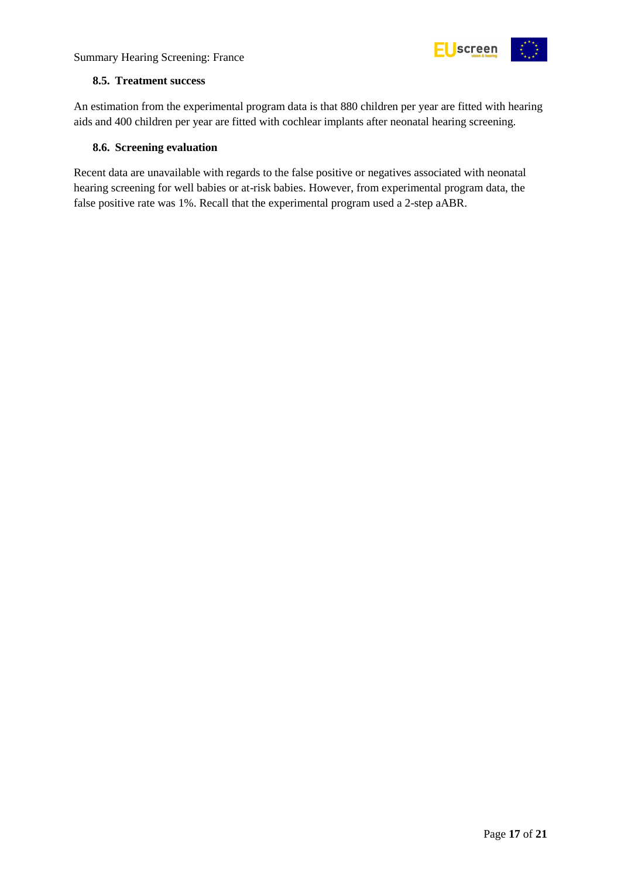### 8.5. Treatment success

An estimation from the experimental program data is that 880 children per year are fitted with hearing aids and 400 children per year are fitted with cochlear implants after neonatal hearing screening.

### 8.6. Screening evaluation

Recent data are unavailable with regards to the false positive or negatives associated with neonatal hearing screening for well babies or at-risk babies. However, from experimental program data, the false positive rate was 1%. Recall that the experimental program used a 2-step aABR.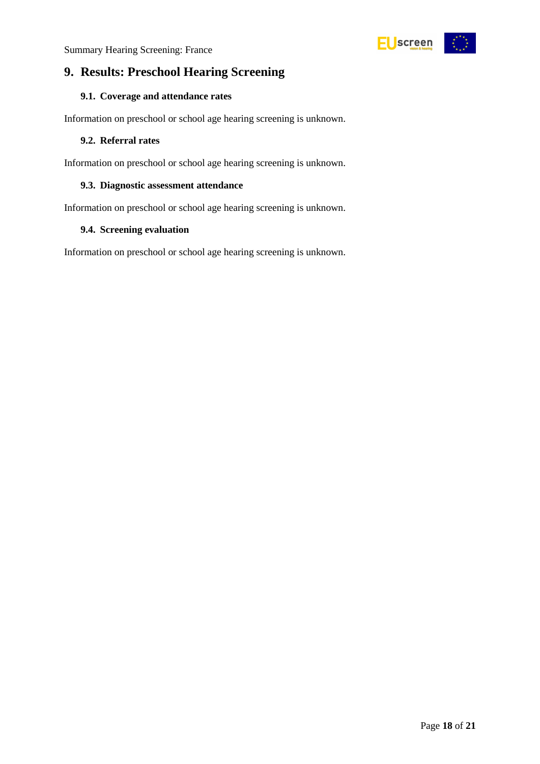# 9. Results: Preschool Hearing Screening

## 9.1. Coverage and attendance rates

Information on preschool or school age hearing screening is unknown.

## 9.2. Referral rates

Information on preschool or school age hearing screening is unknown.

## 9.3. Diagnostic assessment attendance

Information on preschool or school age hearing screening is unknown.

## 9.4. Screening evaluation

Information on preschool or school age hearing screening is unknown.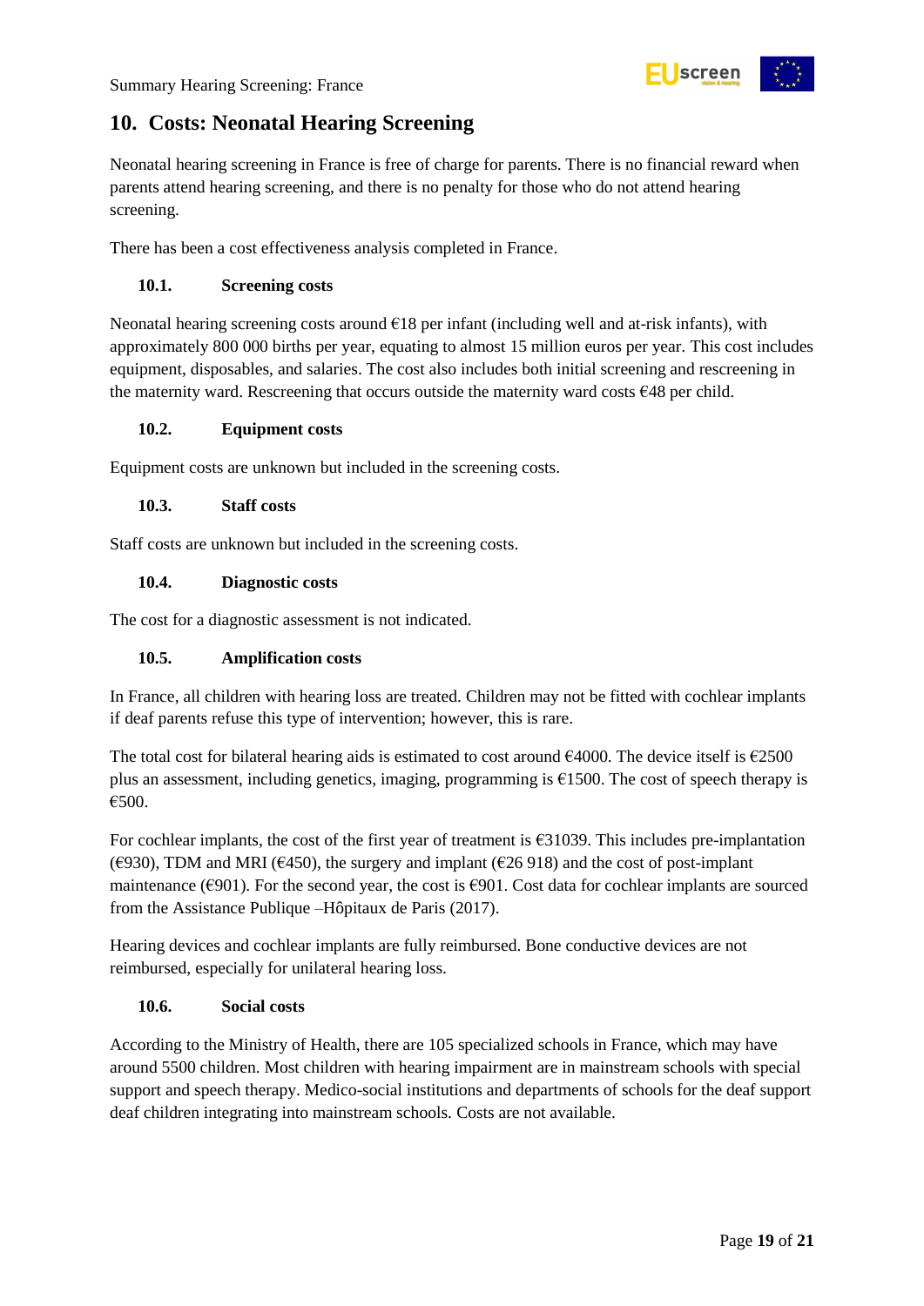## 10. Costs: Neonatal Hearing Screening

Neonatal hearing screening in France is free of charge for parents. There is no financial reward when parents attend hearing screening, and there is no penalty for those who do not attend hearing screening.

There has been a cost effectiveness analysis completed in France.

### 10.1. Screening costs

Neonatal hearing screening costs around €18 per infant (including well and at-risk infants), with approximately 800 000 births per year, equating to almost 15 million euros per year. This cost includes equipment, disposables, and salaries. The cost also includes both initial screening and rescreening in the maternity ward. Rescreening that occurs outside the maternity ward costs €48 per child.

### 10.2. Equipment costs

Equipment costs are unknown but included in the screening costs.

### 10.3. Staff costs

Staff costs are unknown but included in the screening costs.

### 10.4. Diagnostic costs

The cost for a diagnostic assessment is not indicated.

### 10.5. Amplification costs

In France, all children with hearing loss are treated. Children may not be fitted with cochlear implants if deaf parents refuse this type of intervention; however, this is rare.

The total cost for bilateral hearing aids is estimated to cost around €4000. The device itself is €2500 plus an assessment, including genetics, imaging, programming is €1500. The cost of speech therapy is €500.

For cochlear implants, the cost of the first year of treatment is €31039. This includes pre-implantation (€930), TDM and MRI (€450), the surgery and implant (€26 918) and the cost of post-implant maintenance (€901). For the second year, the cost is €901. Cost data for cochlear implants are sourced from the Assistance Publique –Hôpitaux de Paris (2017).

Hearing devices and cochlear implants are fully reimbursed. Bone conductive devices are not reimbursed, especially for unilateral hearing loss.

### 10.6. Social costs

According to the Ministry of Health, there are 105 specialized schools in France, which may have around 5500 children. Most children with hearing impairment are in mainstream schools with special support and speech therapy. Medico-social institutions and departments of schools for the deaf support deaf children integrating into mainstream schools. Costs are not available.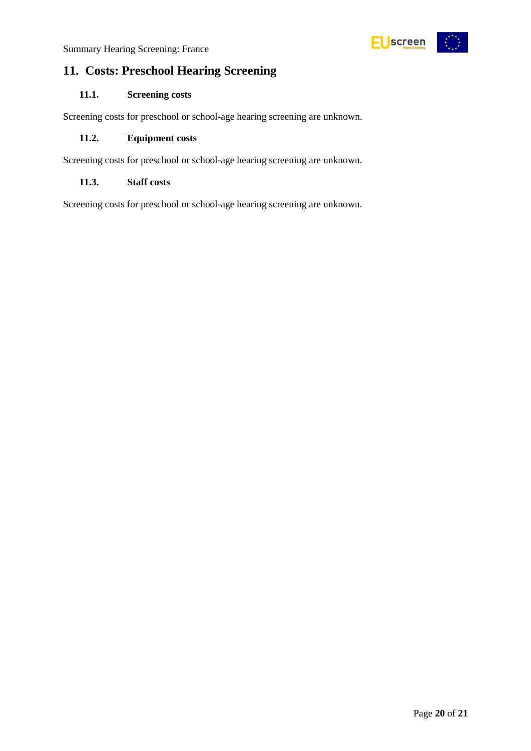## 11. Costs: Preschool Hearing Screening

### 11.1. Screening costs

Screening costs for preschool or school-age hearing screening are unknown.

### 11.2. Equipment costs

Screening costs for preschool or school-age hearing screening are unknown.

### 11.3. Staff costs

Screening costs for preschool or school-age hearing screening are unknown.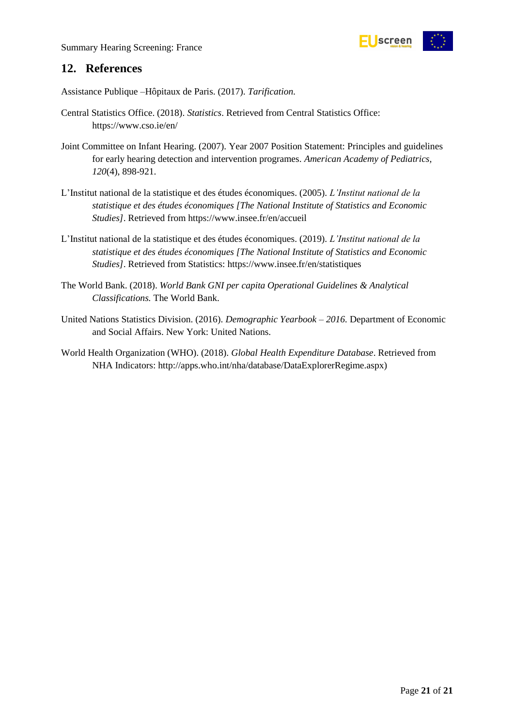## 12. References

Assistance Publique –Hôpitaux de Paris. (2017). *Tarification.*

Central Statistics Office. (2018). *Statistics*. Retrieved from Central Statistics Office: https://www.cso.ie/en/

Joint Committee on Infant Hearing. (2007). Year 2007 Position Statement: Principles and guidelines for early hearing detection and intervention programes. *American Academy of Pediatrics, 120*(4), 898-921.

L'Institut national de la statistique et des études économiques. (2005). *L'Institut national de la statistique et des études économiques [The National Institute of Statistics and Economic Studies]*. Retrieved from https://www.insee.fr/en/accueil

L'Institut national de la statistique et des études économiques. (2019). *L'Institut national de la statistique et des études économiques [The National Institute of Statistics and Economic Studies]*. Retrieved from Statistics: https://www.insee.fr/en/statistiques

The World Bank. (2018). *World Bank GNI per capita Operational Guidelines & Analytical Classifications.* The World Bank.

United Nations Statistics Division. (2016). *Demographic Yearbook – 2016.* Department of Economic and Social Affairs. New York: United Nations.

World Health Organization (WHO). (2018). *Global Health Expenditure Database*. Retrieved from NHA Indicators: http://apps.who.int/nha/database/DataExplorerRegime.aspx)